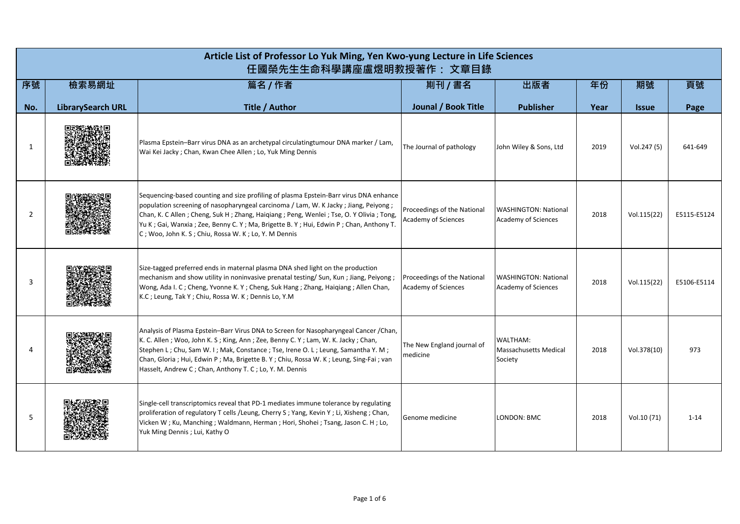# Article List of Professor Lo Yuk Ming, Yen Kwo-yung Lecture in Life Sciences
# 任國榮先生生命科學講座盧煜明教授著作： 文章目錄

| 序號<br>No. | 檢索易網址<br>LibrarySearch URL | 篇名 / 作者<br>Title / Author | 期刊 / 書名<br>Jounal / Book Title | 出版者<br>Publisher | 年份<br>Year | 期號<br>Issue | 頁號<br>Page |
|---|---|---|---|---|---|---|---|
| 1 | | Plasma Epstein–Barr virus DNA as an archetypal circulatingtumour DNA marker / Lam, Wai Kei Jacky ; Chan, Kwan Chee Allen ; Lo, Yuk Ming Dennis | The Journal of pathology | John Wiley & Sons, Ltd | 2019 | Vol.247 (5) | 641-649 |
| 2 | | Sequencing-based counting and size profiling of plasma Epstein-Barr virus DNA enhance population screening of nasopharyngeal carcinoma / Lam, W. K Jacky ; Jiang, Peiyong ; Chan, K. C Allen ; Cheng, Suk H ; Zhang, Haiqiang ; Peng, Wenlei ; Tse, O. Y Olivia ; Tong, Yu K ; Gai, Wanxia ; Zee, Benny C. Y ; Ma, Brigette B. Y ; Hui, Edwin P ; Chan, Anthony T. C ; Woo, John K. S ; Chiu, Rossa W. K ; Lo, Y. M Dennis | Proceedings of the National Academy of Sciences | WASHINGTON: National Academy of Sciences | 2018 | Vol.115(22) | E5115-E5124 |
| 3 | | Size-tagged preferred ends in maternal plasma DNA shed light on the production mechanism and show utility in noninvasive prenatal testing/ Sun, Kun ; Jiang, Peiyong ; Wong, Ada I. C ; Cheng, Yvonne K. Y ; Cheng, Suk Hang ; Zhang, Haiqiang ; Allen Chan, K.C ; Leung, Tak Y ; Chiu, Rossa W. K ; Dennis Lo, Y.M | Proceedings of the National Academy of Sciences | WASHINGTON: National Academy of Sciences | 2018 | Vol.115(22) | E5106-E5114 |
| 4 | | Analysis of Plasma Epstein–Barr Virus DNA to Screen for Nasopharyngeal Cancer /Chan, K. C. Allen ; Woo, John K. S ; King, Ann ; Zee, Benny C. Y ; Lam, W. K. Jacky ; Chan, Stephen L ; Chu, Sam W. I ; Mak, Constance ; Tse, Irene O. L ; Leung, Samantha Y. M ; Chan, Gloria ; Hui, Edwin P ; Ma, Brigette B. Y ; Chiu, Rossa W. K ; Leung, Sing-Fai ; van Hasselt, Andrew C ; Chan, Anthony T. C ; Lo, Y. M. Dennis | The New England journal of medicine | WALTHAM: Massachusetts Medical Society | 2018 | Vol.378(10) | 973 |
| 5 | | Single-cell transcriptomics reveal that PD-1 mediates immune tolerance by regulating proliferation of regulatory T cells /Leung, Cherry S ; Yang, Kevin Y ; Li, Xisheng ; Chan, Vicken W ; Ku, Manching ; Waldmann, Herman ; Hori, Shohei ; Tsang, Jason C. H ; Lo, Yuk Ming Dennis ; Lui, Kathy O | Genome medicine | LONDON: BMC | 2018 | Vol.10 (71) | 1-14 |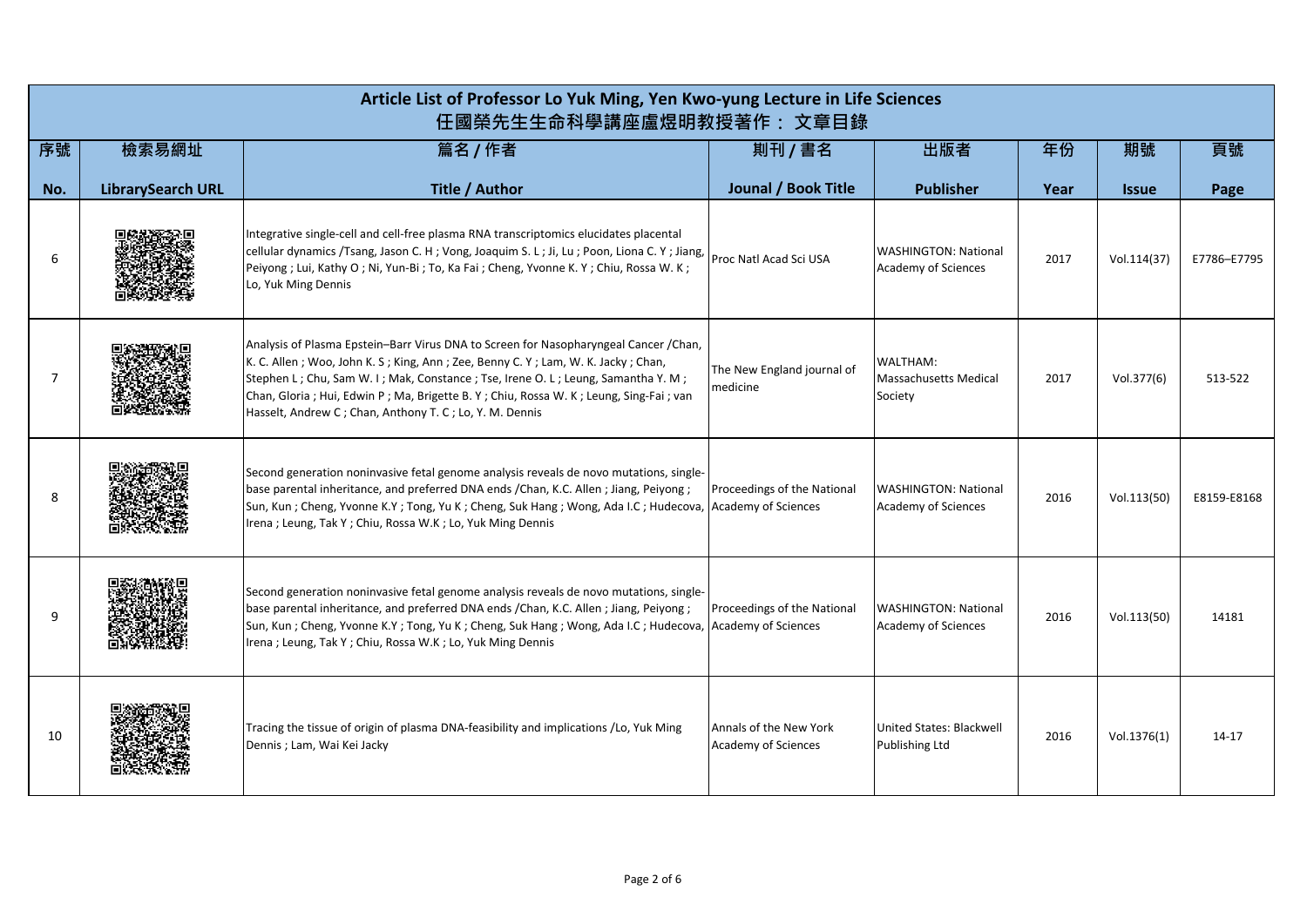# Article List of Professor Lo Yuk Ming, Yen Kwo-yung Lecture in Life Sciences
# 任國榮先生生命科學講座盧煜明教授著作： 文章目錄

| 序號<br>No. | 檢索易網址<br>LibrarySearch URL | 篇名 / 作者<br>Title / Author | 期刊 / 書名<br>Jounal / Book Title | 出版者<br>Publisher | 年份<br>Year | 期號<br>Issue | 頁號<br>Page |
|---|---|---|---|---|---|---|---|
| 6 | | Integrative single-cell and cell-free plasma RNA transcriptomics elucidates placental cellular dynamics /Tsang, Jason C. H ; Vong, Joaquim S. L ; Ji, Lu ; Poon, Liona C. Y ; Jiang, Peiyong ; Lui, Kathy O ; Ni, Yun-Bi ; To, Ka Fai ; Cheng, Yvonne K. Y ; Chiu, Rossa W. K ; Lo, Yuk Ming Dennis | Proc Natl Acad Sci USA | WASHINGTON: National Academy of Sciences | 2017 | Vol.114(37) | E7786–E7795 |
| 7 | | Analysis of Plasma Epstein–Barr Virus DNA to Screen for Nasopharyngeal Cancer /Chan, K. C. Allen ; Woo, John K. S ; King, Ann ; Zee, Benny C. Y ; Lam, W. K. Jacky ; Chan, Stephen L ; Chu, Sam W. I ; Mak, Constance ; Tse, Irene O. L ; Leung, Samantha Y. M ; Chan, Gloria ; Hui, Edwin P ; Ma, Brigette B. Y ; Chiu, Rossa W. K ; Leung, Sing-Fai ; van Hasselt, Andrew C ; Chan, Anthony T. C ; Lo, Y. M. Dennis | The New England journal of medicine | WALTHAM: Massachusetts Medical Society | 2017 | Vol.377(6) | 513-522 |
| 8 | | Second generation noninvasive fetal genome analysis reveals de novo mutations, single-base parental inheritance, and preferred DNA ends /Chan, K.C. Allen ; Jiang, Peiyong ; Sun, Kun ; Cheng, Yvonne K.Y ; Tong, Yu K ; Cheng, Suk Hang ; Wong, Ada I.C ; Hudecova, Irena ; Leung, Tak Y ; Chiu, Rossa W.K ; Lo, Yuk Ming Dennis | Proceedings of the National Academy of Sciences | WASHINGTON: National Academy of Sciences | 2016 | Vol.113(50) | E8159-E8168 |
| 9 | | Second generation noninvasive fetal genome analysis reveals de novo mutations, single-base parental inheritance, and preferred DNA ends /Chan, K.C. Allen ; Jiang, Peiyong ; Sun, Kun ; Cheng, Yvonne K.Y ; Tong, Yu K ; Cheng, Suk Hang ; Wong, Ada I.C ; Hudecova, Irena ; Leung, Tak Y ; Chiu, Rossa W.K ; Lo, Yuk Ming Dennis | Proceedings of the National Academy of Sciences | WASHINGTON: National Academy of Sciences | 2016 | Vol.113(50) | 14181 |
| 10 | | Tracing the tissue of origin of plasma DNA-feasibility and implications /Lo, Yuk Ming Dennis ; Lam, Wai Kei Jacky | Annals of the New York Academy of Sciences | United States: Blackwell Publishing Ltd | 2016 | Vol.1376(1) | 14-17 |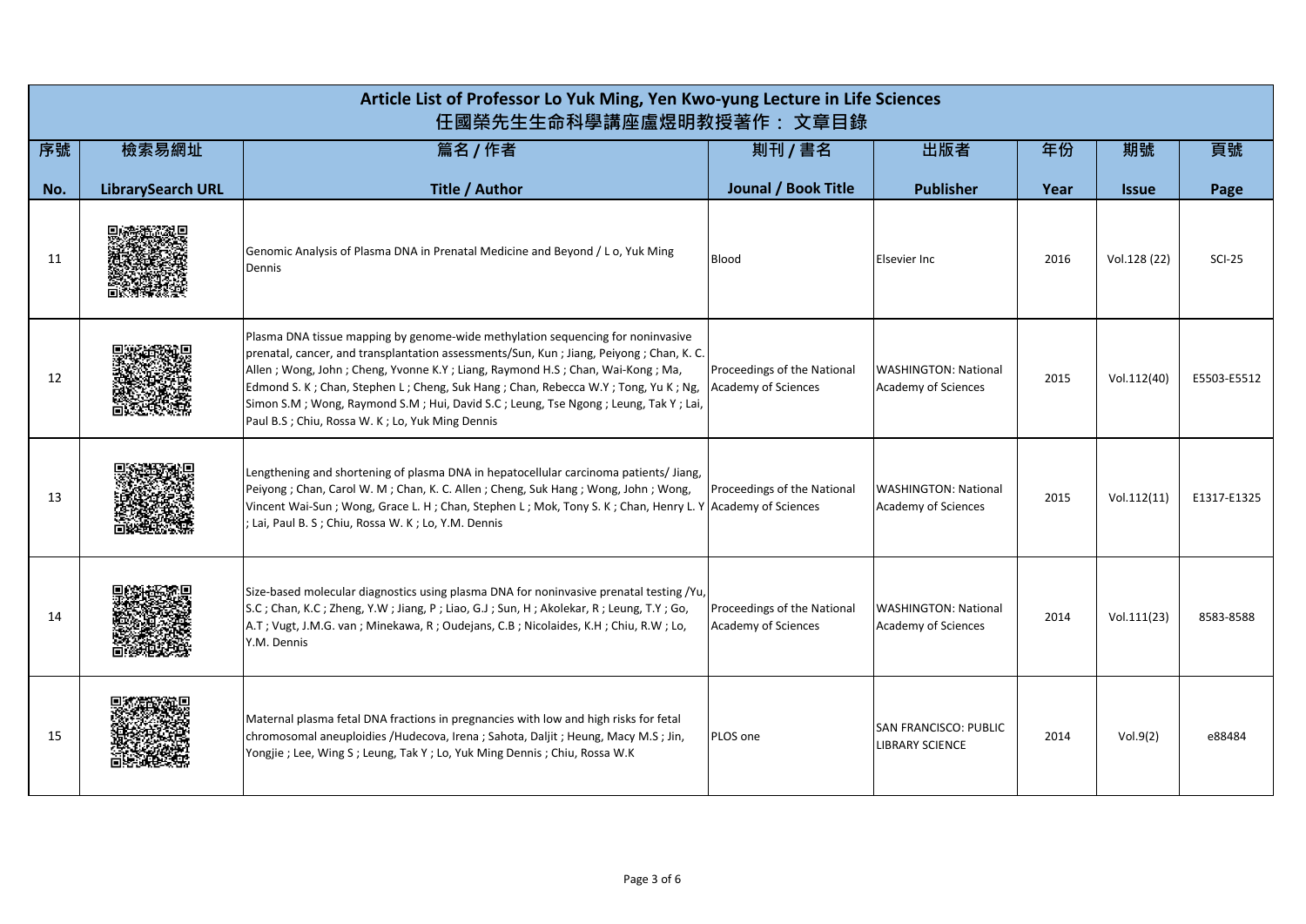# Article List of Professor Lo Yuk Ming, Yen Kwo-yung Lecture in Life Sciences
# 任國榮先生生命科學講座盧煜明教授著作： 文章目錄

| 序號<br>No. | 檢索易網址<br>LibrarySearch URL | 篇名 / 作者<br>Title / Author | 期刊 / 書名<br>Jounal / Book Title | 出版者<br>Publisher | 年份<br>Year | 期號<br>Issue | 頁號<br>Page |
|---|---|---|---|---|---|---|---|
| 11 | | Genomic Analysis of Plasma DNA in Prenatal Medicine and Beyond / L o, Yuk Ming Dennis | Blood | Elsevier Inc | 2016 | Vol.128 (22) | SCI-25 |
| 12 | | Plasma DNA tissue mapping by genome-wide methylation sequencing for noninvasive prenatal, cancer, and transplantation assessments/Sun, Kun ; Jiang, Peiyong ; Chan, K. C. Allen ; Wong, John ; Cheng, Yvonne K.Y ; Liang, Raymond H.S ; Chan, Wai-Kong ; Ma, Edmond S. K ; Chan, Stephen L ; Cheng, Suk Hang ; Chan, Rebecca W.Y ; Tong, Yu K ; Ng, Simon S.M ; Wong, Raymond S.M ; Hui, David S.C ; Leung, Tse Ngong ; Leung, Tak Y ; Lai, Paul B.S ; Chiu, Rossa W. K ; Lo, Yuk Ming Dennis | Proceedings of the National Academy of Sciences | WASHINGTON: National Academy of Sciences | 2015 | Vol.112(40) | E5503-E5512 |
| 13 | | Lengthening and shortening of plasma DNA in hepatocellular carcinoma patients/ Jiang, Peiyong ; Chan, Carol W. M ; Chan, K. C. Allen ; Cheng, Suk Hang ; Wong, John ; Wong, Vincent Wai-Sun ; Wong, Grace L. H ; Chan, Stephen L ; Mok, Tony S. K ; Chan, Henry L. Y ; Lai, Paul B. S ; Chiu, Rossa W. K ; Lo, Y.M. Dennis | Proceedings of the National Academy of Sciences | WASHINGTON: National Academy of Sciences | 2015 | Vol.112(11) | E1317-E1325 |
| 14 | | Size-based molecular diagnostics using plasma DNA for noninvasive prenatal testing /Yu, S.C ; Chan, K.C ; Zheng, Y.W ; Jiang, P ; Liao, G.J ; Sun, H ; Akolekar, R ; Leung, T.Y ; Go, A.T ; Vugt, J.M.G. van ; Minekawa, R ; Oudejans, C.B ; Nicolaides, K.H ; Chiu, R.W ; Lo, Y.M. Dennis | Proceedings of the National Academy of Sciences | WASHINGTON: National Academy of Sciences | 2014 | Vol.111(23) | 8583-8588 |
| 15 | | Maternal plasma fetal DNA fractions in pregnancies with low and high risks for fetal chromosomal aneuploidies /Hudecova, Irena ; Sahota, Daljit ; Heung, Macy M.S ; Jin, Yongjie ; Lee, Wing S ; Leung, Tak Y ; Lo, Yuk Ming Dennis ; Chiu, Rossa W.K | PLOS one | SAN FRANCISCO: PUBLIC LIBRARY SCIENCE | 2014 | Vol.9(2) | e88484 |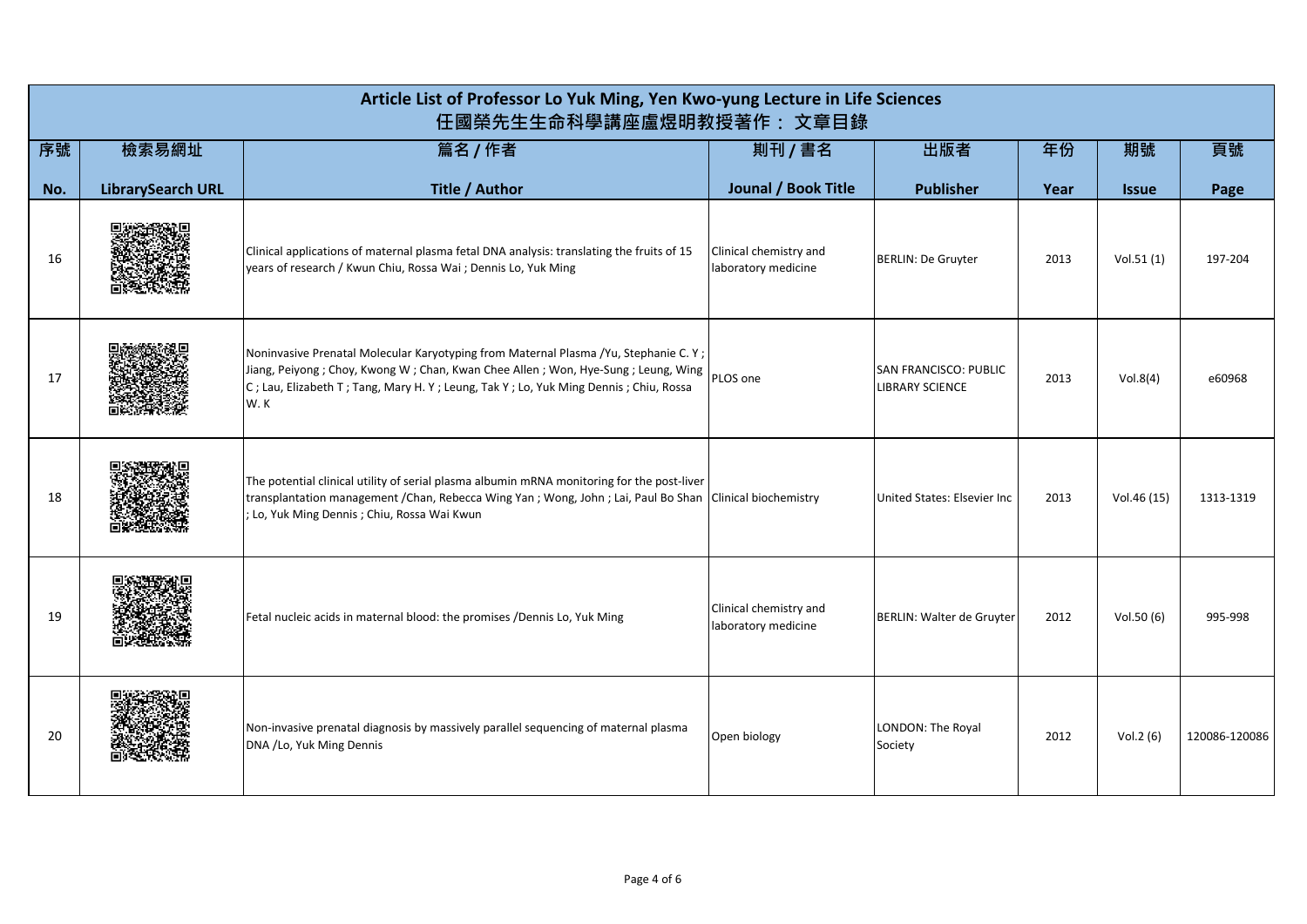# Article List of Professor Lo Yuk Ming, Yen Kwo-yung Lecture in Life Sciences
# 任國榮先生生命科學講座盧煜明教授著作： 文章目錄

| 序號<br>No. | 檢索易網址<br>LibrarySearch URL | 篇名 / 作者<br>Title / Author | 期刊 / 書名<br>Jounal / Book Title | 出版者<br>Publisher | 年份<br>Year | 期號<br>Issue | 頁號<br>Page |
|---|---|---|---|---|---|---|---|
| 16 | | Clinical applications of maternal plasma fetal DNA analysis: translating the fruits of 15 years of research / Kwun Chiu, Rossa Wai ; Dennis Lo, Yuk Ming | Clinical chemistry and laboratory medicine | BERLIN: De Gruyter | 2013 | Vol.51 (1) | 197-204 |
| 17 | | Noninvasive Prenatal Molecular Karyotyping from Maternal Plasma /Yu, Stephanie C. Y ; Jiang, Peiyong ; Choy, Kwong W ; Chan, Kwan Chee Allen ; Won, Hye-Sung ; Leung, Wing C ; Lau, Elizabeth T ; Tang, Mary H. Y ; Leung, Tak Y ; Lo, Yuk Ming Dennis ; Chiu, Rossa W. K | PLOS one | SAN FRANCISCO: PUBLIC LIBRARY SCIENCE | 2013 | Vol.8(4) | e60968 |
| 18 | | The potential clinical utility of serial plasma albumin mRNA monitoring for the post-liver transplantation management /Chan, Rebecca Wing Yan ; Wong, John ; Lai, Paul Bo Shan ; Lo, Yuk Ming Dennis ; Chiu, Rossa Wai Kwun | Clinical biochemistry | United States: Elsevier Inc | 2013 | Vol.46 (15) | 1313-1319 |
| 19 | | Fetal nucleic acids in maternal blood: the promises /Dennis Lo, Yuk Ming | Clinical chemistry and laboratory medicine | BERLIN: Walter de Gruyter | 2012 | Vol.50 (6) | 995-998 |
| 20 | | Non-invasive prenatal diagnosis by massively parallel sequencing of maternal plasma DNA /Lo, Yuk Ming Dennis | Open biology | LONDON: The Royal Society | 2012 | Vol.2 (6) | 120086-120086 |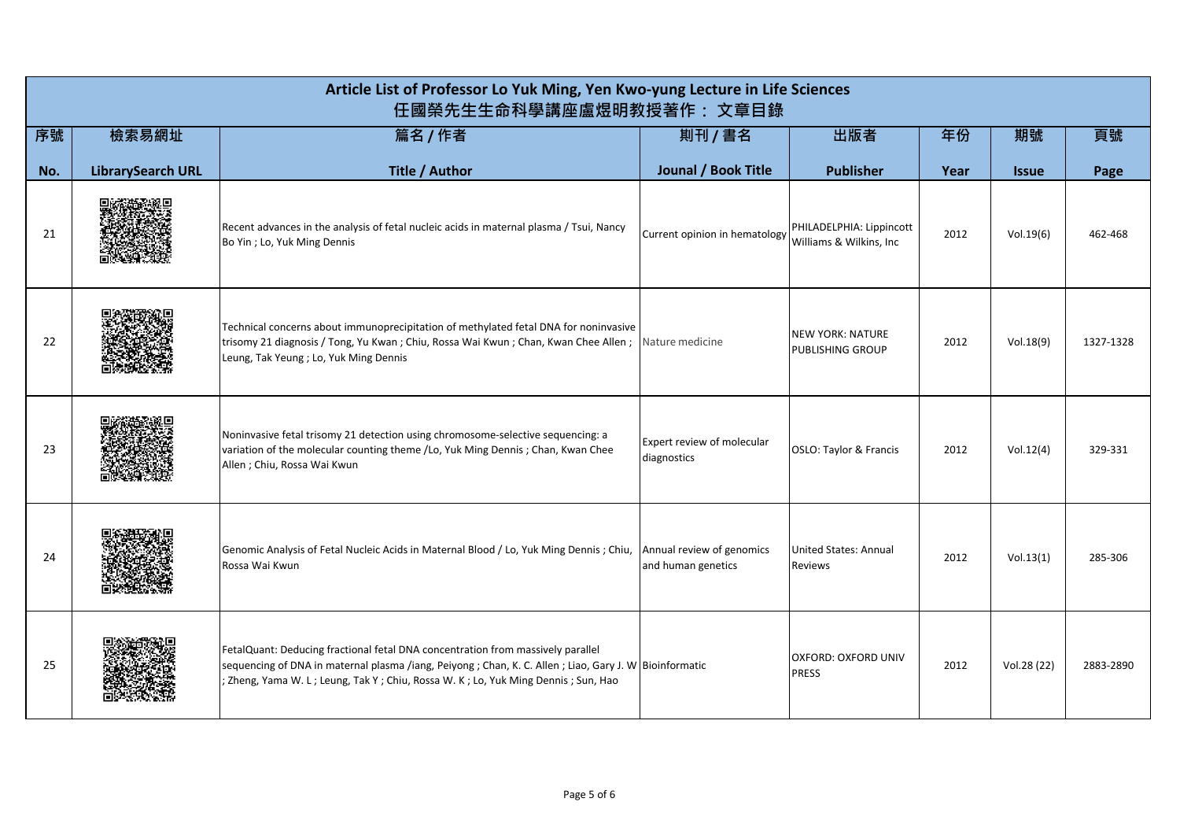# Article List of Professor Lo Yuk Ming, Yen Kwo-yung Lecture in Life Sciences
# 任國榮先生生命科學講座盧煜明教授著作： 文章目錄

| 序號<br>No. | 檢索易網址<br>LibrarySearch URL | 篇名 / 作者<br>Title / Author | 期刊 / 書名<br>Jounal / Book Title | 出版者<br>Publisher | 年份<br>Year | 期號<br>Issue | 頁號<br>Page |
|---|---|---|---|---|---|---|---|
| 21 | | Recent advances in the analysis of fetal nucleic acids in maternal plasma / Tsui, Nancy Bo Yin ; Lo, Yuk Ming Dennis | Current opinion in hematology | PHILADELPHIA: Lippincott Williams & Wilkins, Inc | 2012 | Vol.19(6) | 462-468 |
| 22 | | Technical concerns about immunoprecipitation of methylated fetal DNA for noninvasive trisomy 21 diagnosis / Tong, Yu Kwan ; Chiu, Rossa Wai Kwun ; Chan, Kwan Chee Allen ; Leung, Tak Yeung ; Lo, Yuk Ming Dennis | Nature medicine | NEW YORK: NATURE PUBLISHING GROUP | 2012 | Vol.18(9) | 1327-1328 |
| 23 | | Noninvasive fetal trisomy 21 detection using chromosome-selective sequencing: a variation of the molecular counting theme /Lo, Yuk Ming Dennis ; Chan, Kwan Chee Allen ; Chiu, Rossa Wai Kwun | Expert review of molecular diagnostics | OSLO: Taylor & Francis | 2012 | Vol.12(4) | 329-331 |
| 24 | | Genomic Analysis of Fetal Nucleic Acids in Maternal Blood / Lo, Yuk Ming Dennis ; Chiu, Rossa Wai Kwun | Annual review of genomics and human genetics | United States: Annual Reviews | 2012 | Vol.13(1) | 285-306 |
| 25 | | FetalQuant: Deducing fractional fetal DNA concentration from massively parallel sequencing of DNA in maternal plasma /iang, Peiyong ; Chan, K. C. Allen ; Liao, Gary J. W ; Zheng, Yama W. L ; Leung, Tak Y ; Chiu, Rossa W. K ; Lo, Yuk Ming Dennis ; Sun, Hao | Bioinformatic | OXFORD: OXFORD UNIV PRESS | 2012 | Vol.28 (22) | 2883-2890 |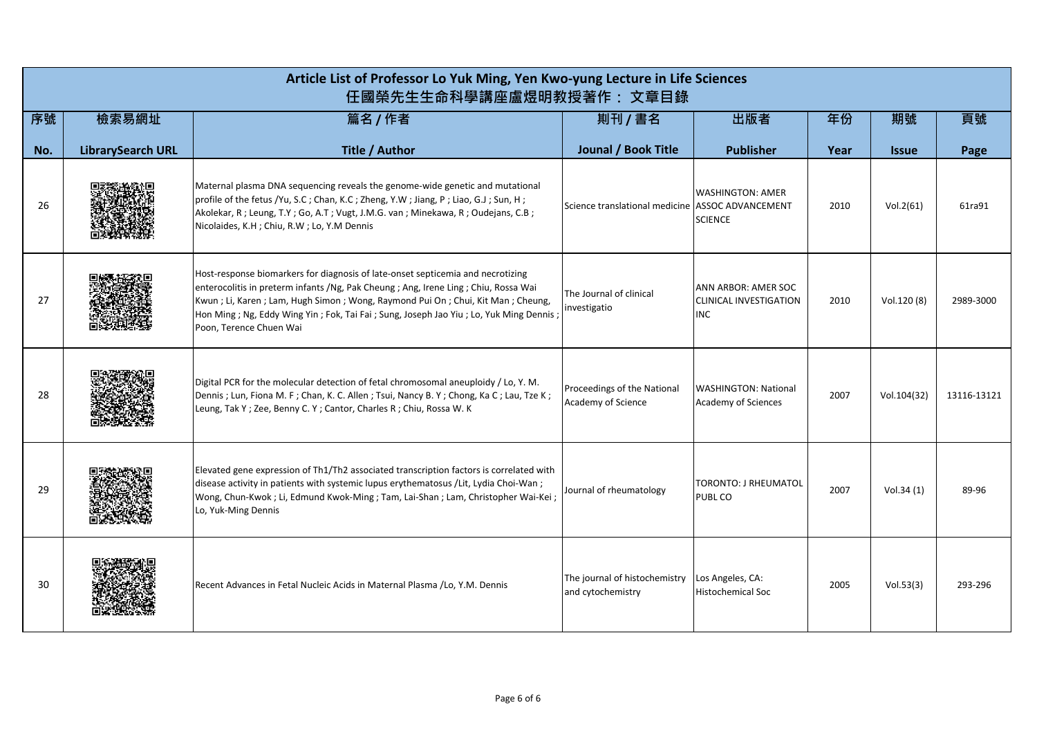# Article List of Professor Lo Yuk Ming, Yen Kwo-yung Lecture in Life Sciences
# 任國榮先生生命科學講座盧煜明教授著作： 文章目錄

| 序號 No. | 檢索易網址 LibrarySearch URL | 篇名 / 作者 Title / Author | 期刊 / 書名 Jounal / Book Title | 出版者 Publisher | 年份 Year | 期號 Issue | 頁號 Page |
|---|---|---|---|---|---|---|---|
| 26 | | Maternal plasma DNA sequencing reveals the genome-wide genetic and mutational profile of the fetus /Yu, S.C ; Chan, K.C ; Zheng, Y.W ; Jiang, P ; Liao, G.J ; Sun, H ; Akolekar, R ; Leung, T.Y ; Go, A.T ; Vugt, J.M.G. van ; Minekawa, R ; Oudejans, C.B ; Nicolaides, K.H ; Chiu, R.W ; Lo, Y.M Dennis | Science translational medicine | WASHINGTON: AMER ASSOC ADVANCEMENT SCIENCE | 2010 | Vol.2(61) | 61ra91 |
| 27 | | Host-response biomarkers for diagnosis of late-onset septicemia and necrotizing enterocolitis in preterm infants /Ng, Pak Cheung ; Ang, Irene Ling ; Chiu, Rossa Wai Kwun ; Li, Karen ; Lam, Hugh Simon ; Wong, Raymond Pui On ; Chui, Kit Man ; Cheung, Hon Ming ; Ng, Eddy Wing Yin ; Fok, Tai Fai ; Sung, Joseph Jao Yiu ; Lo, Yuk Ming Dennis ; Poon, Terence Chuen Wai | The Journal of clinical investigatio | ANN ARBOR: AMER SOC CLINICAL INVESTIGATION INC | 2010 | Vol.120 (8) | 2989-3000 |
| 28 | | Digital PCR for the molecular detection of fetal chromosomal aneuploidy / Lo, Y. M. Dennis ; Lun, Fiona M. F ; Chan, K. C. Allen ; Tsui, Nancy B. Y ; Chong, Ka C ; Lau, Tze K ; Leung, Tak Y ; Zee, Benny C. Y ; Cantor, Charles R ; Chiu, Rossa W. K | Proceedings of the National Academy of Science | WASHINGTON: National Academy of Sciences | 2007 | Vol.104(32) | 13116-13121 |
| 29 | | Elevated gene expression of Th1/Th2 associated transcription factors is correlated with disease activity in patients with systemic lupus erythematosus /Lit, Lydia Choi-Wan ; Wong, Chun-Kwok ; Li, Edmund Kwok-Ming ; Tam, Lai-Shan ; Lam, Christopher Wai-Kei ; Lo, Yuk-Ming Dennis | Journal of rheumatology | TORONTO: J RHEUMATOL PUBL CO | 2007 | Vol.34 (1) | 89-96 |
| 30 | | Recent Advances in Fetal Nucleic Acids in Maternal Plasma /Lo, Y.M. Dennis | The journal of histochemistry and cytochemistry | Los Angeles, CA: Histochemical Soc | 2005 | Vol.53(3) | 293-296 |